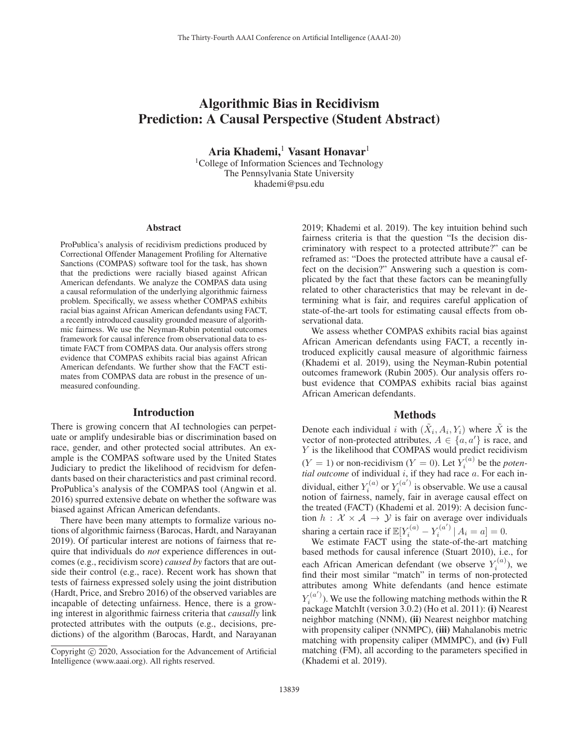# Algorithmic Bias in Recidivism Prediction: A Causal Perspective (Student Abstract)

**Aria Khademi,**[1] **Vasant Honavar**[1]

[1]College of Information Sciences and Technology
The Pennsylvania State University
khademi@psu.edu

## Abstract

ProPublica's analysis of recidivism predictions produced by Correctional Offender Management Profiling for Alternative Sanctions (COMPAS) software tool for the task, has shown that the predictions were racially biased against African American defendants. We analyze the COMPAS data using a causal reformulation of the underlying algorithmic fairness problem. Specifically, we assess whether COMPAS exhibits racial bias against African American defendants using FACT, a recently introduced causality grounded measure of algorithmic fairness. We use the Neyman-Rubin potential outcomes framework for causal inference from observational data to estimate FACT from COMPAS data. Our analysis offers strong evidence that COMPAS exhibits racial bias against African American defendants. We further show that the FACT estimates from COMPAS data are robust in the presence of unmeasured confounding.

## Introduction

There is growing concern that AI technologies can perpetuate or amplify undesirable bias or discrimination based on race, gender, and other protected social attributes. An example is the COMPAS software used by the United States Judiciary to predict the likelihood of recidvism for defendants based on their characteristics and past criminal record. ProPublica's analysis of the COMPAS tool (Angwin et al. 2016) spurred extensive debate on whether the software was biased against African American defendants.

There have been many attempts to formalize various notions of algorithmic fairness (Barocas, Hardt, and Narayanan 2019). Of particular interest are notions of fairness that require that individuals do *not* experience differences in outcomes (e.g., recidivism score) *caused by* factors that are outside their control (e.g., race). Recent work has shown that tests of fairness expressed solely using the joint distribution (Hardt, Price, and Srebro 2016) of the observed variables are incapable of detecting unfairness. Hence, there is a growing interest in algorithmic fairness criteria that *causally* link protected attributes with the outputs (e.g., decisions, predictions) of the algorithm (Barocas, Hardt, and Narayanan 2019; Khademi et al. 2019). The key intuition behind such fairness criteria is that the question "Is the decision discriminatory with respect to a protected attribute?" can be reframed as: "Does the protected attribute have a causal effect on the decision?" Answering such a question is complicated by the fact that these factors can be meaningfully related to other characteristics that may be relevant in determining what is fair, and requires careful application of state-of-the-art tools for estimating causal effects from observational data.

We assess whether COMPAS exhibits racial bias against African American defendants using FACT, a recently introduced explicitly causal measure of algorithmic fairness (Khademi et al. 2019), using the Neyman-Rubin potential outcomes framework (Rubin 2005). Our analysis offers robust evidence that COMPAS exhibits racial bias against African American defendants.

## Methods

Denote each individual $i$ with $(\tilde{X}_i, A_i, Y_i)$ where $\tilde{X}$ is the vector of non-protected attributes, $A \in \{a, a'\}$ is race, and $Y$ is the likelihood that COMPAS would predict recidivism ($Y = 1$) or non-recidivism ($Y = 0$). Let $Y_i^{(a)}$ be the *potential outcome* of individual $i$, if they had race $a$. For each individual, either $Y_i^{(a)}$ or $Y_i^{(a')}$ is observable. We use a causal notion of fairness, namely, fair in average causal effect on the treated (FACT) (Khademi et al. 2019): A decision function $h : \mathcal{X} \times \mathcal{A} \rightarrow \mathcal{Y}$ is fair on average over individuals sharing a certain race if $\mathbb{E}[Y_i^{(a)} - Y_i^{(a')} \mid A_i = a] = 0$.

We estimate FACT using the state-of-the-art matching based methods for causal inference (Stuart 2010), i.e., for each African American defendant (we observe $Y_i^{(a)}$), we find their most similar "match" in terms of non-protected attributes among White defendants (and hence estimate $Y_i^{(a')}$). We use the following matching methods within the R package MatchIt (version 3.0.2) (Ho et al. 2011): **(i)** Nearest neighbor matching (NNM), **(ii)** Nearest neighbor matching with propensity caliper (NNMPC), **(iii)** Mahalanobis metric matching with propensity caliper (MMMPC), and **(iv)** Full matching (FM), all according to the parameters specified in (Khademi et al. 2019).

Copyright © 2020, Association for the Advancement of Artificial Intelligence (www.aaai.org). All rights reserved.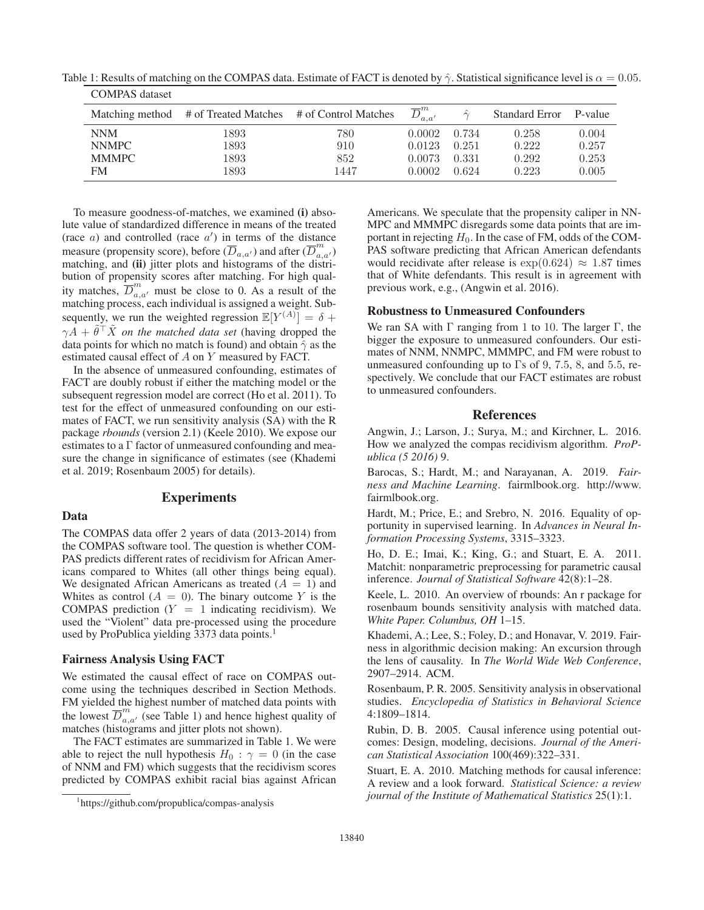Table 1: Results of matching on the COMPAS data. Estimate of FACT is denoted by $\hat{\gamma}$. Statistical significance level is $\alpha = 0.05$.

| COMPAS dataset | | | | | | |
|---|---|---|---|---|---|---|
| Matching method | # of Treated Matches | # of Control Matches | $\overline{D}^m_{a,a'}$ | $\hat{\gamma}$ | Standard Error | P-value |
| NNM | 1893 | 780 | 0.0002 | 0.734 | 0.258 | 0.004 |
| NNMPC | 1893 | 910 | 0.0123 | 0.251 | 0.222 | 0.257 |
| MMMPC | 1893 | 852 | 0.0073 | 0.331 | 0.292 | 0.253 |
| FM | 1893 | 1447 | 0.0002 | 0.624 | 0.223 | 0.005 |

To measure goodness-of-matches, we examined **(i)** absolute value of standardized difference in means of the treated (race $a$) and controlled (race $a'$) in terms of the distance measure (propensity score), before ($\overline{D}_{a,a'}$) and after ($\overline{D}^m_{a,a'}$) matching, and **(ii)** jitter plots and histograms of the distribution of propensity scores after matching. For high quality matches, $\overline{D}^m_{a,a'}$ must be close to 0. As a result of the matching process, each individual is assigned a weight. Subsequently, we run the weighted regression $\mathbb{E}[Y^{(A)}] = \delta + \gamma A + \tilde{\theta}^\top \tilde{X}$ *on the matched data set* (having dropped the data points for which no match is found) and obtain $\hat{\gamma}$ as the estimated causal effect of $A$ on $Y$ measured by FACT.

In the absence of unmeasured confounding, estimates of FACT are doubly robust if either the matching model or the subsequent regression model are correct (Ho et al. 2011). To test for the effect of unmeasured confounding on our estimates of FACT, we run sensitivity analysis (SA) with the R package *rbounds* (version 2.1) (Keele 2010). We expose our estimates to a $\Gamma$ factor of unmeasured confounding and measure the change in significance of estimates (see (Khademi et al. 2019; Rosenbaum 2005) for details).

## Experiments

### Data

The COMPAS data offer 2 years of data (2013-2014) from the COMPAS software tool. The question is whether COMPAS predicts different rates of recidivism for African Americans compared to Whites (all other things being equal). We designated African Americans as treated ($A = 1$) and Whites as control ($A = 0$). The binary outcome $Y$ is the COMPAS prediction ($Y = 1$ indicating recidivism). We used the "Violent" data pre-processed using the procedure used by ProPublica yielding 3373 data points.[1]

### Fairness Analysis Using FACT

We estimated the causal effect of race on COMPAS outcome using the techniques described in Section Methods. FM yielded the highest number of matched data points with the lowest $\overline{D}^m_{a,a'}$ (see Table 1) and hence highest quality of matches (histograms and jitter plots not shown).

The FACT estimates are summarized in Table 1. We were able to reject the null hypothesis $H_0 : \gamma = 0$ (in the case of NNM and FM) which suggests that the recidivism scores predicted by COMPAS exhibit racial bias against African Americans. We speculate that the propensity caliper in NNMPC and MMMPC disregards some data points that are important in rejecting $H_0$. In the case of FM, odds of the COMPAS software predicting that African American defendants would recidivate after release is $\exp(0.624) \approx 1.87$ times that of White defendants. This result is in agreement with previous work, e.g., (Angwin et al. 2016).

### Robustness to Unmeasured Confounders

We ran SA with $\Gamma$ ranging from 1 to 10. The larger $\Gamma$, the bigger the exposure to unmeasured confounders. Our estimates of NNM, NNMPC, MMMPC, and FM were robust to unmeasured confounding up to $\Gamma$s of 9, 7.5, 8, and 5.5, respectively. We conclude that our FACT estimates are robust to unmeasured confounders.

[1] https://github.com/propublica/compas-analysis

## References

Angwin, J.; Larson, J.; Surya, M.; and Kirchner, L. 2016. How we analyzed the compas recidivism algorithm. *ProPublica (5 2016)* 9.

Barocas, S.; Hardt, M.; and Narayanan, A. 2019. *Fairness and Machine Learning*. fairmlbook.org. http://www.fairmlbook.org.

Hardt, M.; Price, E.; and Srebro, N. 2016. Equality of opportunity in supervised learning. In *Advances in Neural Information Processing Systems*, 3315–3323.

Ho, D. E.; Imai, K.; King, G.; and Stuart, E. A. 2011. Matchit: nonparametric preprocessing for parametric causal inference. *Journal of Statistical Software* 42(8):1–28.

Keele, L. 2010. An overview of rbounds: An r package for rosenbaum bounds sensitivity analysis with matched data. *White Paper. Columbus, OH* 1–15.

Khademi, A.; Lee, S.; Foley, D.; and Honavar, V. 2019. Fairness in algorithmic decision making: An excursion through the lens of causality. In *The World Wide Web Conference*, 2907–2914. ACM.

Rosenbaum, P. R. 2005. Sensitivity analysis in observational studies. *Encyclopedia of Statistics in Behavioral Science* 4:1809–1814.

Rubin, D. B. 2005. Causal inference using potential outcomes: Design, modeling, decisions. *Journal of the American Statistical Association* 100(469):322–331.

Stuart, E. A. 2010. Matching methods for causal inference: A review and a look forward. *Statistical Science: a review journal of the Institute of Mathematical Statistics* 25(1):1.